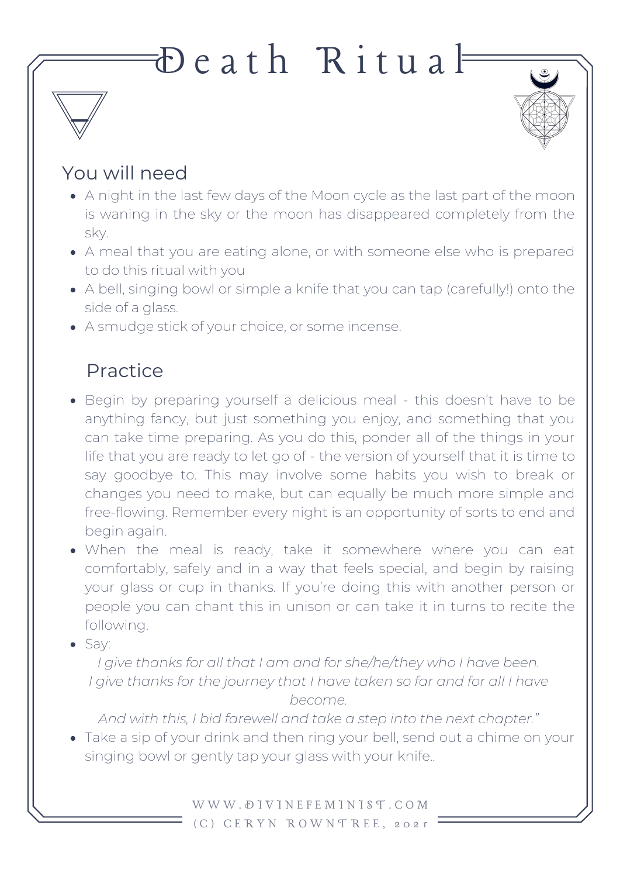# Death Ritual

## You will need

- A night in the last few days of the Moon cycle as the last part of the moon is waning in the sky or the moon has disappeared completely from the sky.
- A meal that you are eating alone, or with someone else who is prepared to do this ritual with you
- A bell, singing bowl or simple a knife that you can tap (carefully!) onto the side of a glass.
- A smudge stick of your choice, or some incense.

## Practice

- Begin by preparing yourself a delicious meal - this doesn't have to be anything fancy, but just something you enjoy, and something that you can take time preparing. As you do this, ponder all of the things in your life that you are ready to let go of - the version of yourself that it is time to say goodbye to. This may involve some habits you wish to break or changes you need to make, but can equally be much more simple and free-flowing. Remember every night is an opportunity of sorts to end and begin again.
- When the meal is ready, take it somewhere where you can eat comfortably, safely and in a way that feels special, and begin by raising your glass or cup in thanks. If you're doing this with another person or people you can chant this in unison or can take it in turns to recite the following.
- Say:

  *I give thanks for all that I am and for she/he/they who I have been.*
  *I give thanks for the journey that I have taken so far and for all I have become.*
  *And with this, I bid farewell and take a step into the next chapter."*
- Take a sip of your drink and then ring your bell, send out a chime on your singing bowl or gently tap your glass with your knife..

WWW.DIVINEFEMINIST.COM
(C) CERYN ROWNTREE, 2021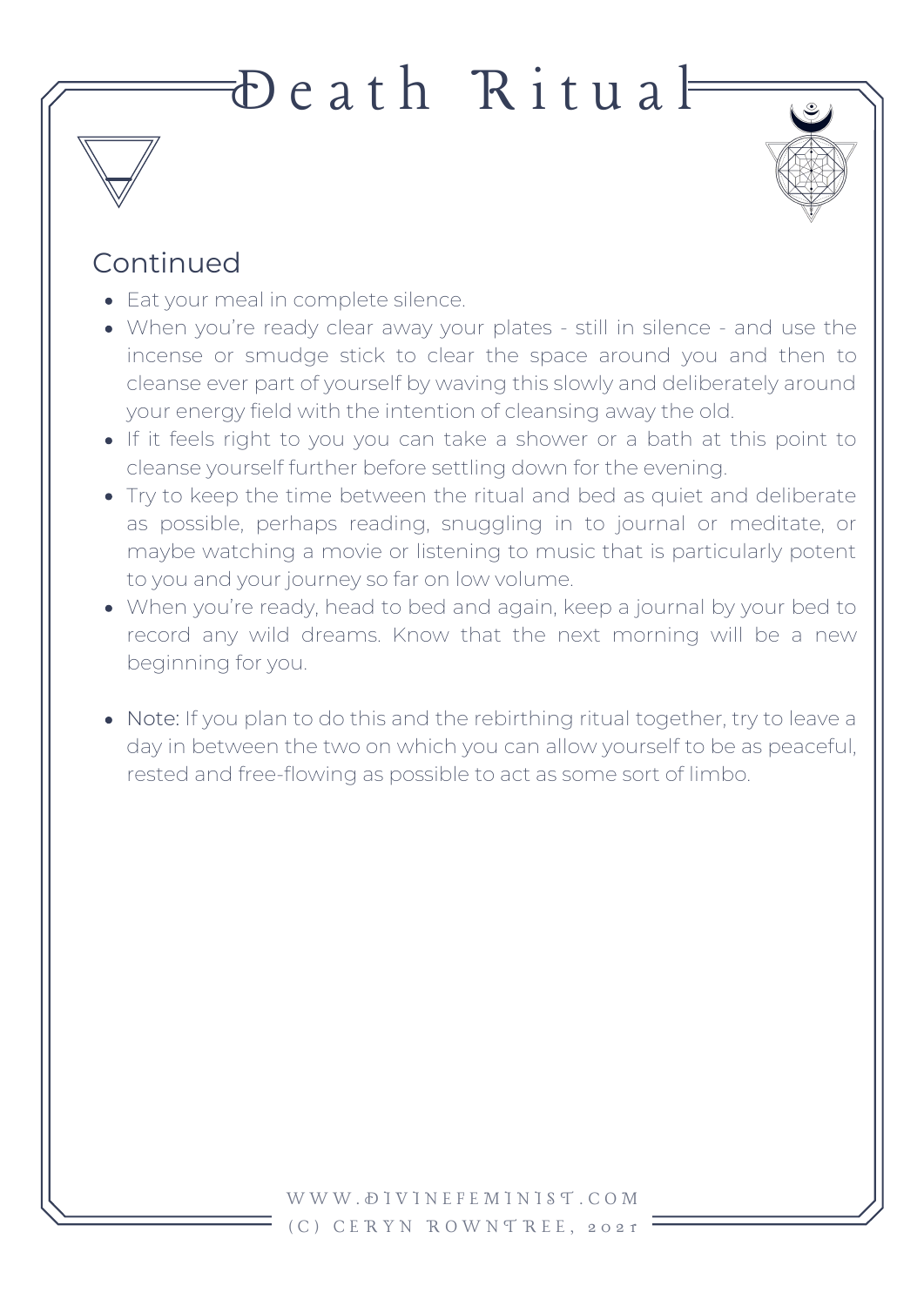# Death Ritual

## Continued

- Eat your meal in complete silence.
- When you're ready clear away your plates - still in silence - and use the incense or smudge stick to clear the space around you and then to cleanse ever part of yourself by waving this slowly and deliberately around your energy field with the intention of cleansing away the old.
- If it feels right to you you can take a shower or a bath at this point to cleanse yourself further before settling down for the evening.
- Try to keep the time between the ritual and bed as quiet and deliberate as possible, perhaps reading, snuggling in to journal or meditate, or maybe watching a movie or listening to music that is particularly potent to you and your journey so far on low volume.
- When you're ready, head to bed and again, keep a journal by your bed to record any wild dreams. Know that the next morning will be a new beginning for you.

- Note: If you plan to do this and the rebirthing ritual together, try to leave a day in between the two on which you can allow yourself to be as peaceful, rested and free-flowing as possible to act as some sort of limbo.